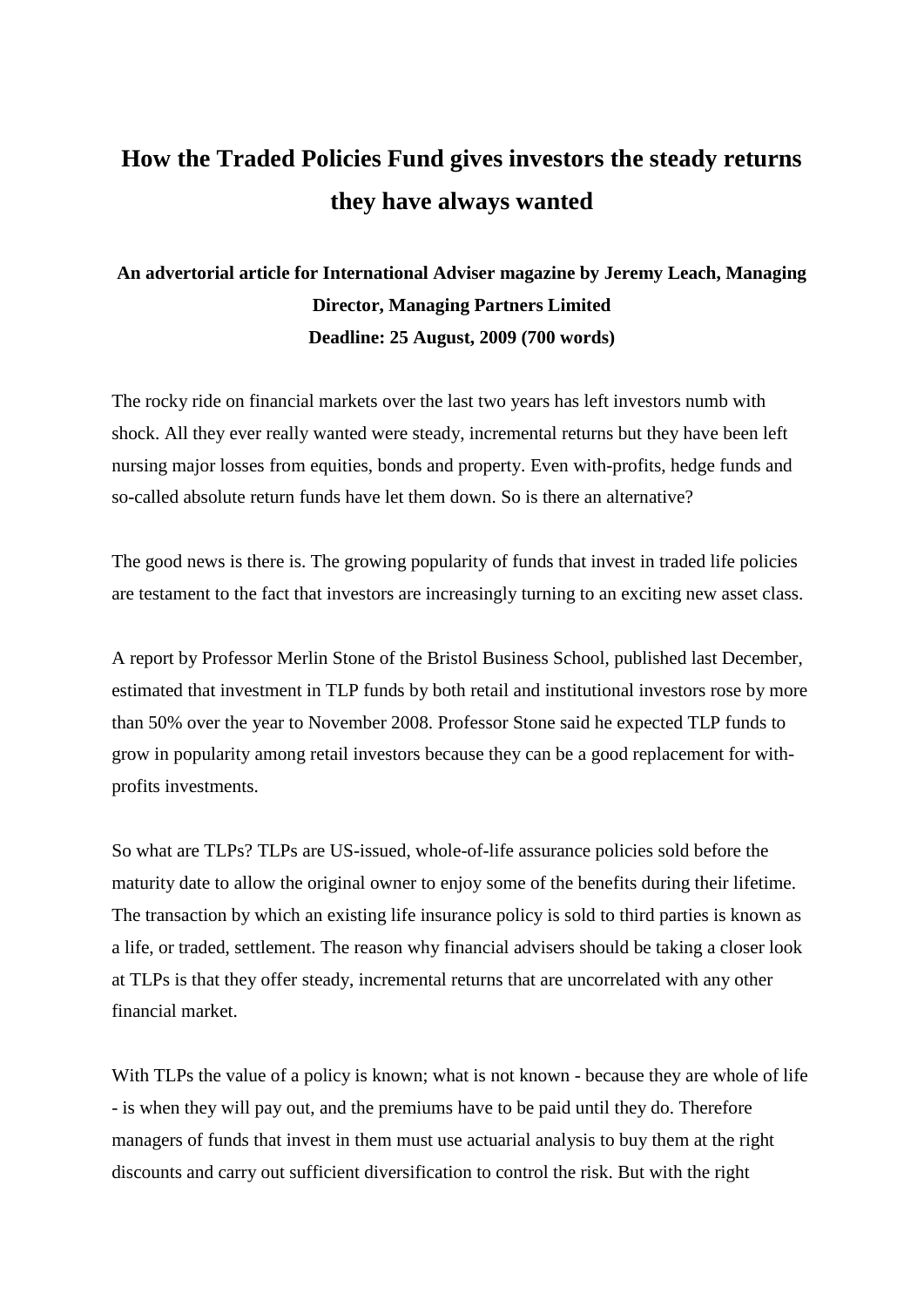# How the Traded Policies Fund gives investors the steady returns they have always wanted

**An advertorial article for International Adviser magazine by Jeremy Leach, Managing Director, Managing Partners Limited**
**Deadline: 25 August, 2009 (700 words)**

The rocky ride on financial markets over the last two years has left investors numb with shock. All they ever really wanted were steady, incremental returns but they have been left nursing major losses from equities, bonds and property. Even with-profits, hedge funds and so-called absolute return funds have let them down. So is there an alternative?

The good news is there is. The growing popularity of funds that invest in traded life policies are testament to the fact that investors are increasingly turning to an exciting new asset class.

A report by Professor Merlin Stone of the Bristol Business School, published last December, estimated that investment in TLP funds by both retail and institutional investors rose by more than 50% over the year to November 2008. Professor Stone said he expected TLP funds to grow in popularity among retail investors because they can be a good replacement for with-profits investments.

So what are TLPs? TLPs are US-issued, whole-of-life assurance policies sold before the maturity date to allow the original owner to enjoy some of the benefits during their lifetime. The transaction by which an existing life insurance policy is sold to third parties is known as a life, or traded, settlement. The reason why financial advisers should be taking a closer look at TLPs is that they offer steady, incremental returns that are uncorrelated with any other financial market.

With TLPs the value of a policy is known; what is not known - because they are whole of life - is when they will pay out, and the premiums have to be paid until they do. Therefore managers of funds that invest in them must use actuarial analysis to buy them at the right discounts and carry out sufficient diversification to control the risk. But with the right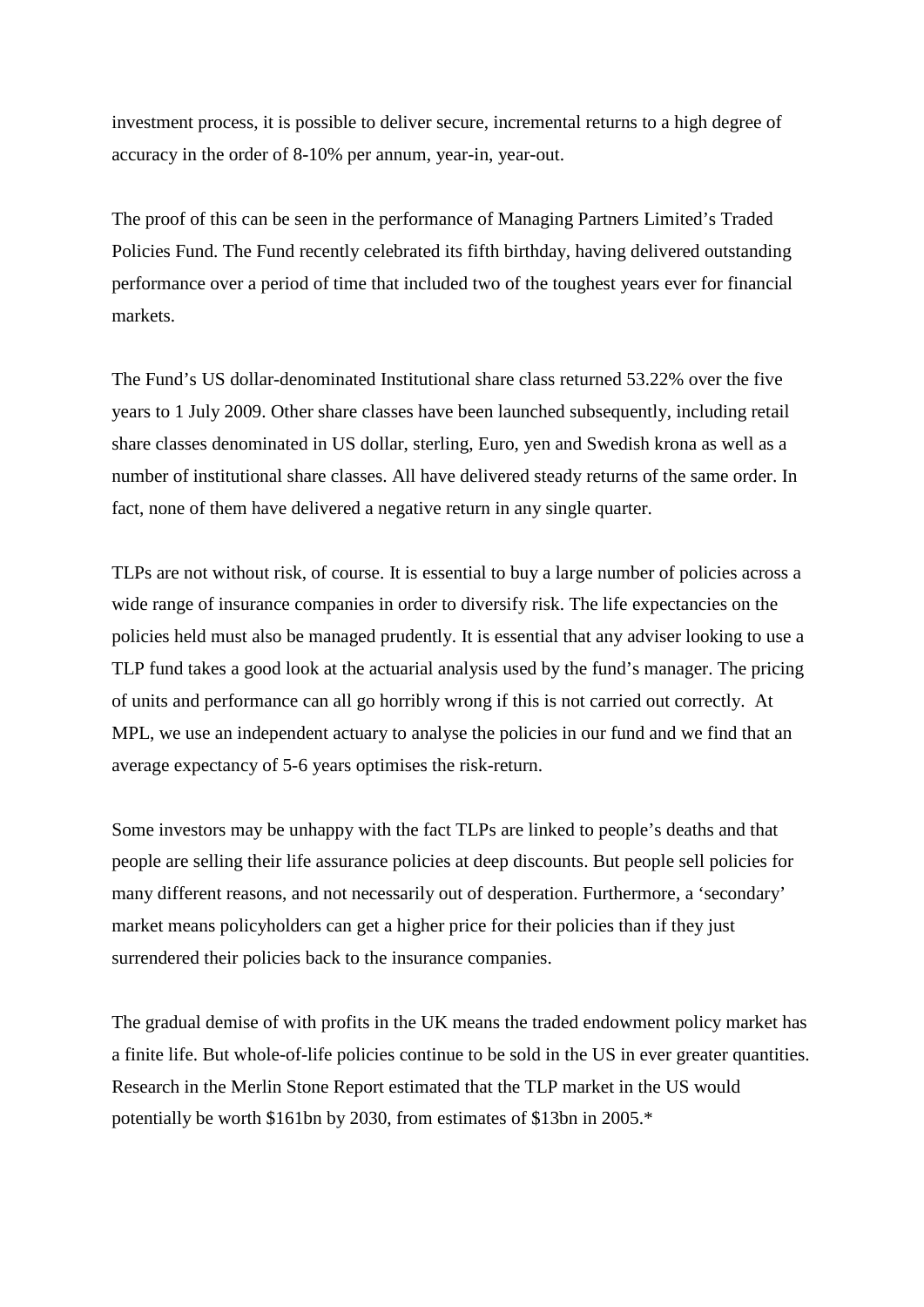investment process, it is possible to deliver secure, incremental returns to a high degree of accuracy in the order of 8-10% per annum, year-in, year-out.

The proof of this can be seen in the performance of Managing Partners Limited's Traded Policies Fund. The Fund recently celebrated its fifth birthday, having delivered outstanding performance over a period of time that included two of the toughest years ever for financial markets.

The Fund's US dollar-denominated Institutional share class returned 53.22% over the five years to 1 July 2009. Other share classes have been launched subsequently, including retail share classes denominated in US dollar, sterling, Euro, yen and Swedish krona as well as a number of institutional share classes. All have delivered steady returns of the same order. In fact, none of them have delivered a negative return in any single quarter.

TLPs are not without risk, of course. It is essential to buy a large number of policies across a wide range of insurance companies in order to diversify risk. The life expectancies on the policies held must also be managed prudently. It is essential that any adviser looking to use a TLP fund takes a good look at the actuarial analysis used by the fund's manager. The pricing of units and performance can all go horribly wrong if this is not carried out correctly. At MPL, we use an independent actuary to analyse the policies in our fund and we find that an average expectancy of 5-6 years optimises the risk-return.

Some investors may be unhappy with the fact TLPs are linked to people's deaths and that people are selling their life assurance policies at deep discounts. But people sell policies for many different reasons, and not necessarily out of desperation. Furthermore, a 'secondary' market means policyholders can get a higher price for their policies than if they just surrendered their policies back to the insurance companies.

The gradual demise of with profits in the UK means the traded endowment policy market has a finite life. But whole-of-life policies continue to be sold in the US in ever greater quantities. Research in the Merlin Stone Report estimated that the TLP market in the US would potentially be worth $161bn by 2030, from estimates of $13bn in 2005.*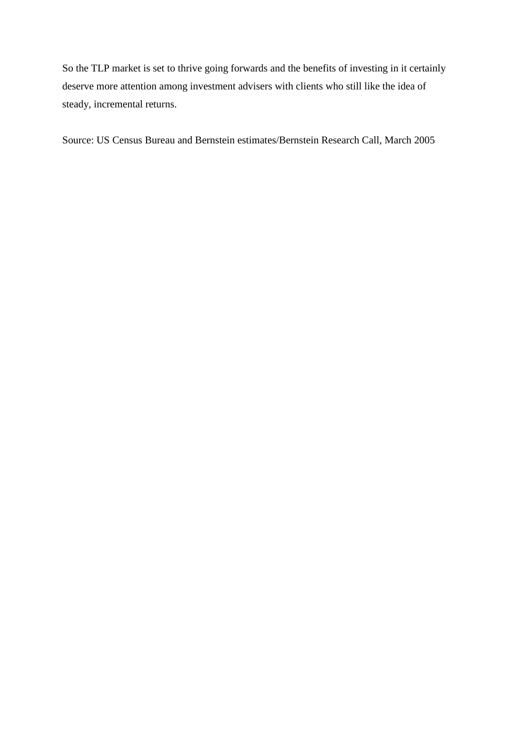So the TLP market is set to thrive going forwards and the benefits of investing in it certainly deserve more attention among investment advisers with clients who still like the idea of steady, incremental returns.

Source: US Census Bureau and Bernstein estimates/Bernstein Research Call, March 2005